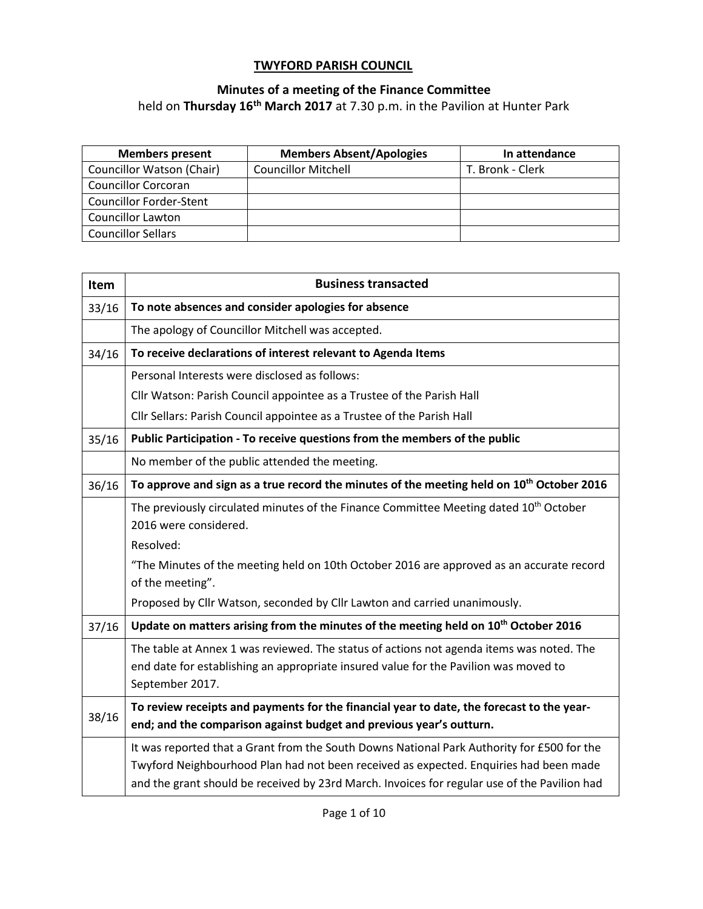# TWYFORD PARISH COUNCIL

## Minutes of a meeting of the Finance Committee

held on **Thursday 16th March 2017** at 7.30 p.m. in the Pavilion at Hunter Park

| Members present | Members Absent/Apologies | In attendance |
|---|---|---|
| Councillor Watson (Chair) | Councillor Mitchell | T. Bronk - Clerk |
| Councillor Corcoran | | |
| Councillor Forder-Stent | | |
| Councillor Lawton | | |
| Councillor Sellars | | |

| Item | Business transacted |
|---|---|
| 33/16 | **To note absences and consider apologies for absence** |
| | The apology of Councillor Mitchell was accepted. |
| 34/16 | **To receive declarations of interest relevant to Agenda Items** |
| | Personal Interests were disclosed as follows:<br>Cllr Watson: Parish Council appointee as a Trustee of the Parish Hall<br>Cllr Sellars: Parish Council appointee as a Trustee of the Parish Hall |
| 35/16 | **Public Participation - To receive questions from the members of the public** |
| | No member of the public attended the meeting. |
| 36/16 | **To approve and sign as a true record the minutes of the meeting held on 10th October 2016** |
| | The previously circulated minutes of the Finance Committee Meeting dated 10th October 2016 were considered.<br>Resolved:<br>"The Minutes of the meeting held on 10th October 2016 are approved as an accurate record of the meeting".<br>Proposed by Cllr Watson, seconded by Cllr Lawton and carried unanimously. |
| 37/16 | **Update on matters arising from the minutes of the meeting held on 10th October 2016** |
| | The table at Annex 1 was reviewed. The status of actions not agenda items was noted. The end date for establishing an appropriate insured value for the Pavilion was moved to September 2017. |
| 38/16 | **To review receipts and payments for the financial year to date, the forecast to the year-end; and the comparison against budget and previous year's outturn.** |
| | It was reported that a Grant from the South Downs National Park Authority for £500 for the Twyford Neighbourhood Plan had not been received as expected. Enquiries had been made and the grant should be received by 23rd March. Invoices for regular use of the Pavilion had |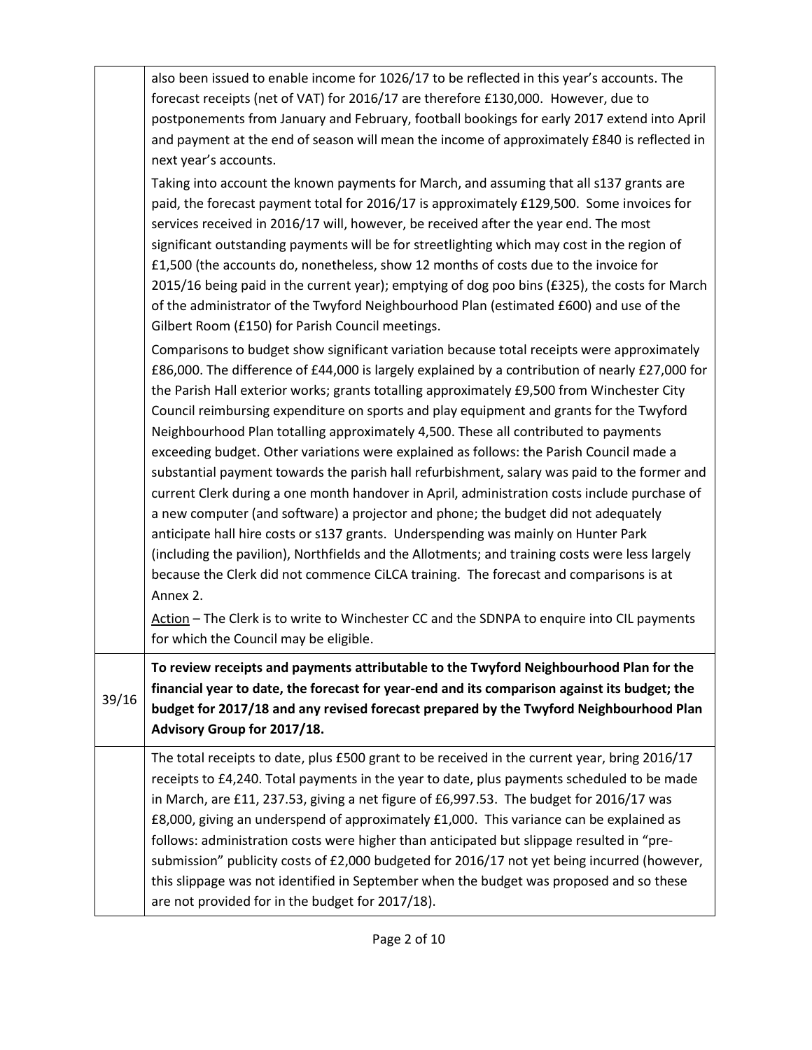|  |  |
|---|---|
|  | also been issued to enable income for 1026/17 to be reflected in this year's accounts. The forecast receipts (net of VAT) for 2016/17 are therefore £130,000. However, due to postponements from January and February, football bookings for early 2017 extend into April and payment at the end of season will mean the income of approximately £840 is reflected in next year's accounts.<br><br>Taking into account the known payments for March, and assuming that all s137 grants are paid, the forecast payment total for 2016/17 is approximately £129,500. Some invoices for services received in 2016/17 will, however, be received after the year end. The most significant outstanding payments will be for streetlighting which may cost in the region of £1,500 (the accounts do, nonetheless, show 12 months of costs due to the invoice for 2015/16 being paid in the current year); emptying of dog poo bins (£325), the costs for March of the administrator of the Twyford Neighbourhood Plan (estimated £600) and use of the Gilbert Room (£150) for Parish Council meetings.<br><br>Comparisons to budget show significant variation because total receipts were approximately £86,000. The difference of £44,000 is largely explained by a contribution of nearly £27,000 for the Parish Hall exterior works; grants totalling approximately £9,500 from Winchester City Council reimbursing expenditure on sports and play equipment and grants for the Twyford Neighbourhood Plan totalling approximately 4,500. These all contributed to payments exceeding budget. Other variations were explained as follows: the Parish Council made a substantial payment towards the parish hall refurbishment, salary was paid to the former and current Clerk during a one month handover in April, administration costs include purchase of a new computer (and software) a projector and phone; the budget did not adequately anticipate hall hire costs or s137 grants. Underspending was mainly on Hunter Park (including the pavilion), Northfields and the Allotments; and training costs were less largely because the Clerk did not commence CiLCA training. The forecast and comparisons is at Annex 2.<br><br><u>Action</u> – The Clerk is to write to Winchester CC and the SDNPA to enquire into CIL payments for which the Council may be eligible. |
| 39/16 | **To review receipts and payments attributable to the Twyford Neighbourhood Plan for the financial year to date, the forecast for year-end and its comparison against its budget; the budget for 2017/18 and any revised forecast prepared by the Twyford Neighbourhood Plan Advisory Group for 2017/18.** |
|  | The total receipts to date, plus £500 grant to be received in the current year, bring 2016/17 receipts to £4,240. Total payments in the year to date, plus payments scheduled to be made in March, are £11, 237.53, giving a net figure of £6,997.53. The budget for 2016/17 was £8,000, giving an underspend of approximately £1,000. This variance can be explained as follows: administration costs were higher than anticipated but slippage resulted in "pre-submission" publicity costs of £2,000 budgeted for 2016/17 not yet being incurred (however, this slippage was not identified in September when the budget was proposed and so these are not provided for in the budget for 2017/18). |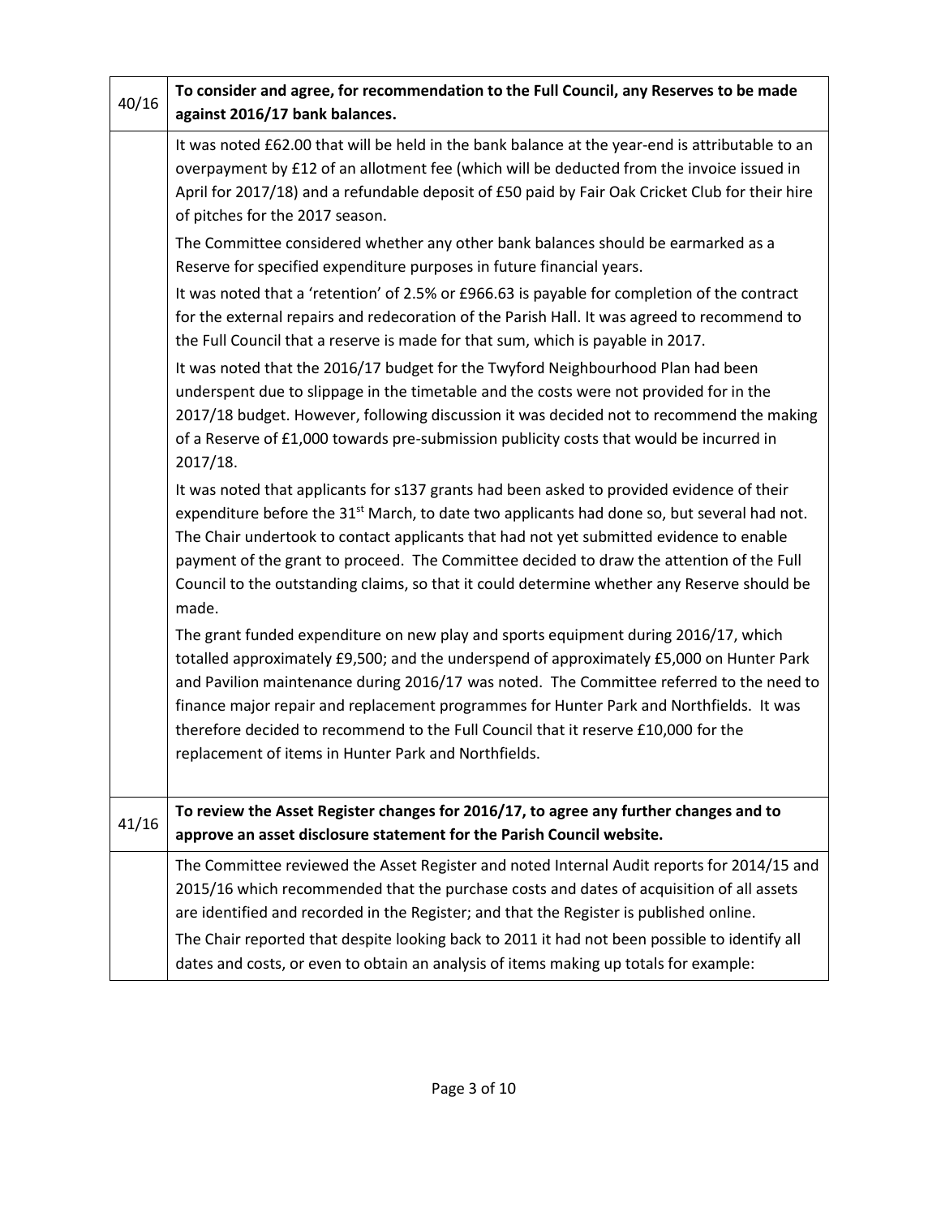| | |
|---|---|
| 40/16 | **To consider and agree, for recommendation to the Full Council, any Reserves to be made against 2016/17 bank balances.** |
| | It was noted £62.00 that will be held in the bank balance at the year-end is attributable to an overpayment by £12 of an allotment fee (which will be deducted from the invoice issued in April for 2017/18) and a refundable deposit of £50 paid by Fair Oak Cricket Club for their hire of pitches for the 2017 season.<br><br>The Committee considered whether any other bank balances should be earmarked as a Reserve for specified expenditure purposes in future financial years.<br><br>It was noted that a 'retention' of 2.5% or £966.63 is payable for completion of the contract for the external repairs and redecoration of the Parish Hall. It was agreed to recommend to the Full Council that a reserve is made for that sum, which is payable in 2017.<br><br>It was noted that the 2016/17 budget for the Twyford Neighbourhood Plan had been underspent due to slippage in the timetable and the costs were not provided for in the 2017/18 budget. However, following discussion it was decided not to recommend the making of a Reserve of £1,000 towards pre-submission publicity costs that would be incurred in 2017/18.<br><br>It was noted that applicants for s137 grants had been asked to provided evidence of their expenditure before the 31st March, to date two applicants had done so, but several had not. The Chair undertook to contact applicants that had not yet submitted evidence to enable payment of the grant to proceed. The Committee decided to draw the attention of the Full Council to the outstanding claims, so that it could determine whether any Reserve should be made.<br><br>The grant funded expenditure on new play and sports equipment during 2016/17, which totalled approximately £9,500; and the underspend of approximately £5,000 on Hunter Park and Pavilion maintenance during 2016/17 was noted. The Committee referred to the need to finance major repair and replacement programmes for Hunter Park and Northfields. It was therefore decided to recommend to the Full Council that it reserve £10,000 for the replacement of items in Hunter Park and Northfields. |
| 41/16 | **To review the Asset Register changes for 2016/17, to agree any further changes and to approve an asset disclosure statement for the Parish Council website.** |
| | The Committee reviewed the Asset Register and noted Internal Audit reports for 2014/15 and 2015/16 which recommended that the purchase costs and dates of acquisition of all assets are identified and recorded in the Register; and that the Register is published online.<br><br>The Chair reported that despite looking back to 2011 it had not been possible to identify all dates and costs, or even to obtain an analysis of items making up totals for example: |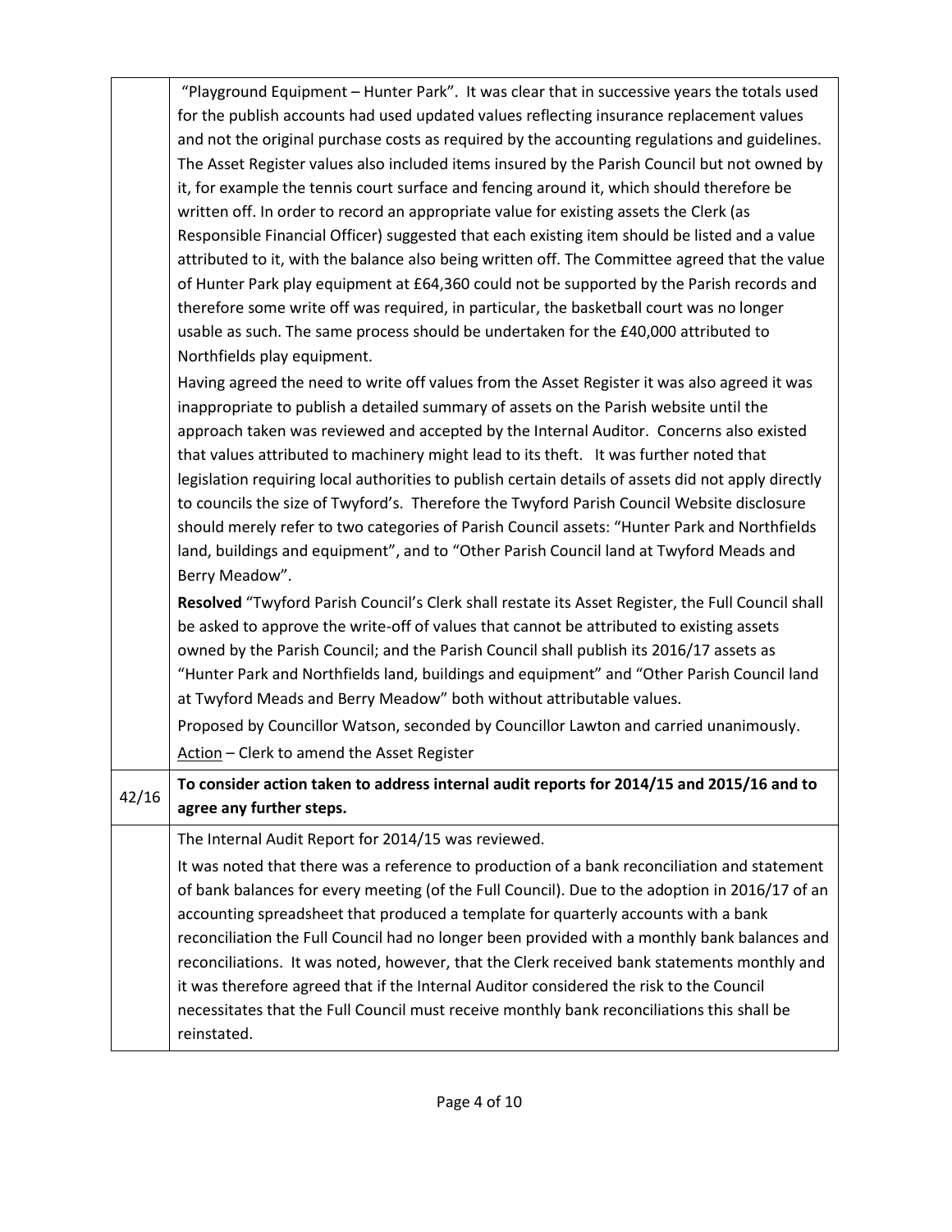| | |
|---|---|
| | "Playground Equipment – Hunter Park". It was clear that in successive years the totals used for the publish accounts had used updated values reflecting insurance replacement values and not the original purchase costs as required by the accounting regulations and guidelines. The Asset Register values also included items insured by the Parish Council but not owned by it, for example the tennis court surface and fencing around it, which should therefore be written off. In order to record an appropriate value for existing assets the Clerk (as Responsible Financial Officer) suggested that each existing item should be listed and a value attributed to it, with the balance also being written off. The Committee agreed that the value of Hunter Park play equipment at £64,360 could not be supported by the Parish records and therefore some write off was required, in particular, the basketball court was no longer usable as such. The same process should be undertaken for the £40,000 attributed to Northfields play equipment.<br><br>Having agreed the need to write off values from the Asset Register it was also agreed it was inappropriate to publish a detailed summary of assets on the Parish website until the approach taken was reviewed and accepted by the Internal Auditor. Concerns also existed that values attributed to machinery might lead to its theft. It was further noted that legislation requiring local authorities to publish certain details of assets did not apply directly to councils the size of Twyford's. Therefore the Twyford Parish Council Website disclosure should merely refer to two categories of Parish Council assets: "Hunter Park and Northfields land, buildings and equipment", and to "Other Parish Council land at Twyford Meads and Berry Meadow".<br><br>**Resolved** "Twyford Parish Council's Clerk shall restate its Asset Register, the Full Council shall be asked to approve the write-off of values that cannot be attributed to existing assets owned by the Parish Council; and the Parish Council shall publish its 2016/17 assets as "Hunter Park and Northfields land, buildings and equipment" and "Other Parish Council land at Twyford Meads and Berry Meadow" both without attributable values.<br><br>Proposed by Councillor Watson, seconded by Councillor Lawton and carried unanimously.<br><br>Action – Clerk to amend the Asset Register |
| 42/16 | **To consider action taken to address internal audit reports for 2014/15 and 2015/16 and to agree any further steps.** |
| | The Internal Audit Report for 2014/15 was reviewed.<br><br>It was noted that there was a reference to production of a bank reconciliation and statement of bank balances for every meeting (of the Full Council). Due to the adoption in 2016/17 of an accounting spreadsheet that produced a template for quarterly accounts with a bank reconciliation the Full Council had no longer been provided with a monthly bank balances and reconciliations. It was noted, however, that the Clerk received bank statements monthly and it was therefore agreed that if the Internal Auditor considered the risk to the Council necessitates that the Full Council must receive monthly bank reconciliations this shall be reinstated. |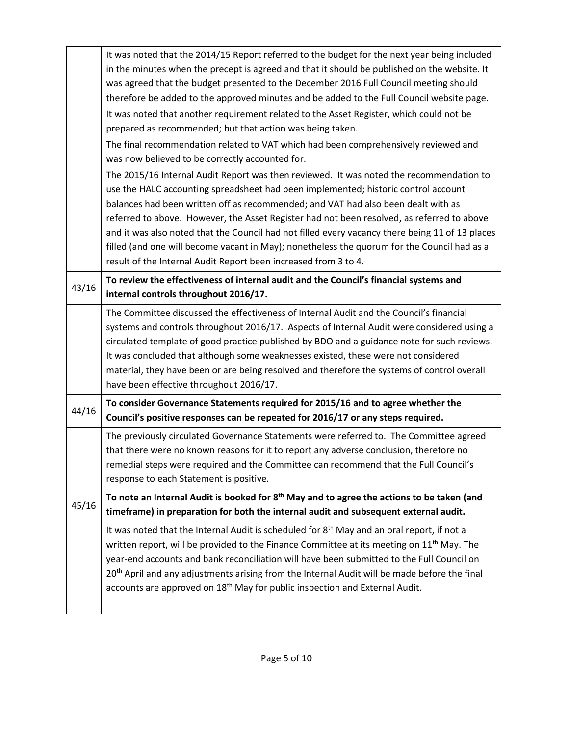| | |
|---|---|
| | It was noted that the 2014/15 Report referred to the budget for the next year being included in the minutes when the precept is agreed and that it should be published on the website. It was agreed that the budget presented to the December 2016 Full Council meeting should therefore be added to the approved minutes and be added to the Full Council website page. It was noted that another requirement related to the Asset Register, which could not be prepared as recommended; but that action was being taken. The final recommendation related to VAT which had been comprehensively reviewed and was now believed to be correctly accounted for. The 2015/16 Internal Audit Report was then reviewed. It was noted the recommendation to use the HALC accounting spreadsheet had been implemented; historic control account balances had been written off as recommended; and VAT had also been dealt with as referred to above. However, the Asset Register had not been resolved, as referred to above and it was also noted that the Council had not filled every vacancy there being 11 of 13 places filled (and one will become vacant in May); nonetheless the quorum for the Council had as a result of the Internal Audit Report been increased from 3 to 4. |
| 43/16 | **To review the effectiveness of internal audit and the Council's financial systems and internal controls throughout 2016/17.** |
| | The Committee discussed the effectiveness of Internal Audit and the Council's financial systems and controls throughout 2016/17. Aspects of Internal Audit were considered using a circulated template of good practice published by BDO and a guidance note for such reviews. It was concluded that although some weaknesses existed, these were not considered material, they have been or are being resolved and therefore the systems of control overall have been effective throughout 2016/17. |
| 44/16 | **To consider Governance Statements required for 2015/16 and to agree whether the Council's positive responses can be repeated for 2016/17 or any steps required.** |
| | The previously circulated Governance Statements were referred to. The Committee agreed that there were no known reasons for it to report any adverse conclusion, therefore no remedial steps were required and the Committee can recommend that the Full Council's response to each Statement is positive. |
| 45/16 | **To note an Internal Audit is booked for 8th May and to agree the actions to be taken (and timeframe) in preparation for both the internal audit and subsequent external audit.** |
| | It was noted that the Internal Audit is scheduled for 8th May and an oral report, if not a written report, will be provided to the Finance Committee at its meeting on 11th May. The year-end accounts and bank reconciliation will have been submitted to the Full Council on 20th April and any adjustments arising from the Internal Audit will be made before the final accounts are approved on 18th May for public inspection and External Audit. |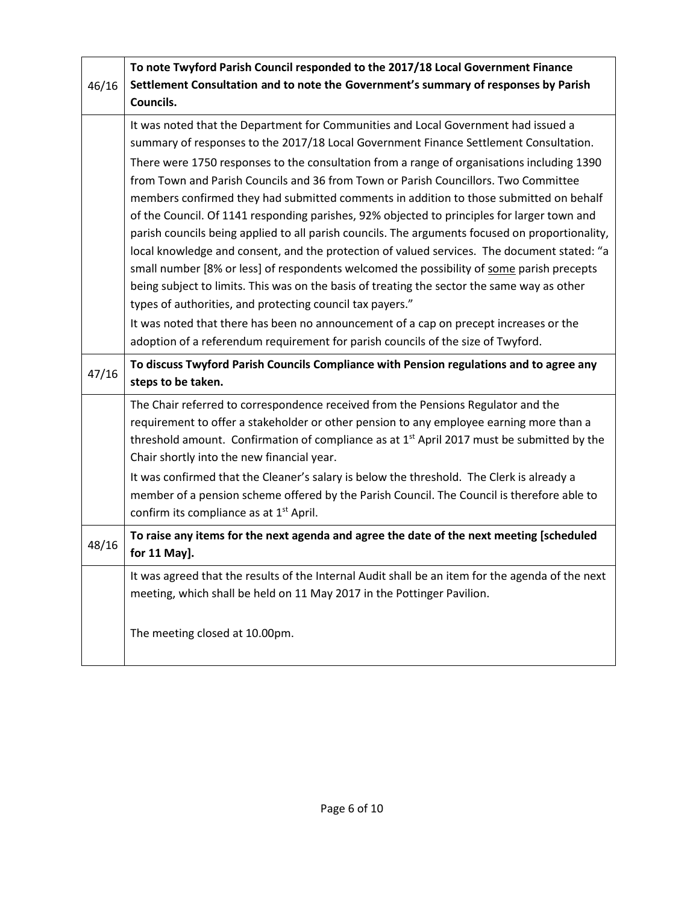| | |
|---|---|
| 46/16 | **To note Twyford Parish Council responded to the 2017/18 Local Government Finance Settlement Consultation and to note the Government's summary of responses by Parish Councils.** |
| | It was noted that the Department for Communities and Local Government had issued a summary of responses to the 2017/18 Local Government Finance Settlement Consultation.<br>There were 1750 responses to the consultation from a range of organisations including 1390 from Town and Parish Councils and 36 from Town or Parish Councillors. Two Committee members confirmed they had submitted comments in addition to those submitted on behalf of the Council. Of 1141 responding parishes, 92% objected to principles for larger town and parish councils being applied to all parish councils. The arguments focused on proportionality, local knowledge and consent, and the protection of valued services. The document stated: "a small number [8% or less] of respondents welcomed the possibility of <u>some</u> parish precepts being subject to limits. This was on the basis of treating the sector the same way as other types of authorities, and protecting council tax payers."<br>It was noted that there has been no announcement of a cap on precept increases or the adoption of a referendum requirement for parish councils of the size of Twyford. |
| 47/16 | **To discuss Twyford Parish Councils Compliance with Pension regulations and to agree any steps to be taken.** |
| | The Chair referred to correspondence received from the Pensions Regulator and the requirement to offer a stakeholder or other pension to any employee earning more than a threshold amount. Confirmation of compliance as at 1st April 2017 must be submitted by the Chair shortly into the new financial year.<br>It was confirmed that the Cleaner's salary is below the threshold. The Clerk is already a member of a pension scheme offered by the Parish Council. The Council is therefore able to confirm its compliance as at 1st April. |
| 48/16 | **To raise any items for the next agenda and agree the date of the next meeting [scheduled for 11 May].** |
| | It was agreed that the results of the Internal Audit shall be an item for the agenda of the next meeting, which shall be held on 11 May 2017 in the Pottinger Pavilion.<br><br>The meeting closed at 10.00pm. |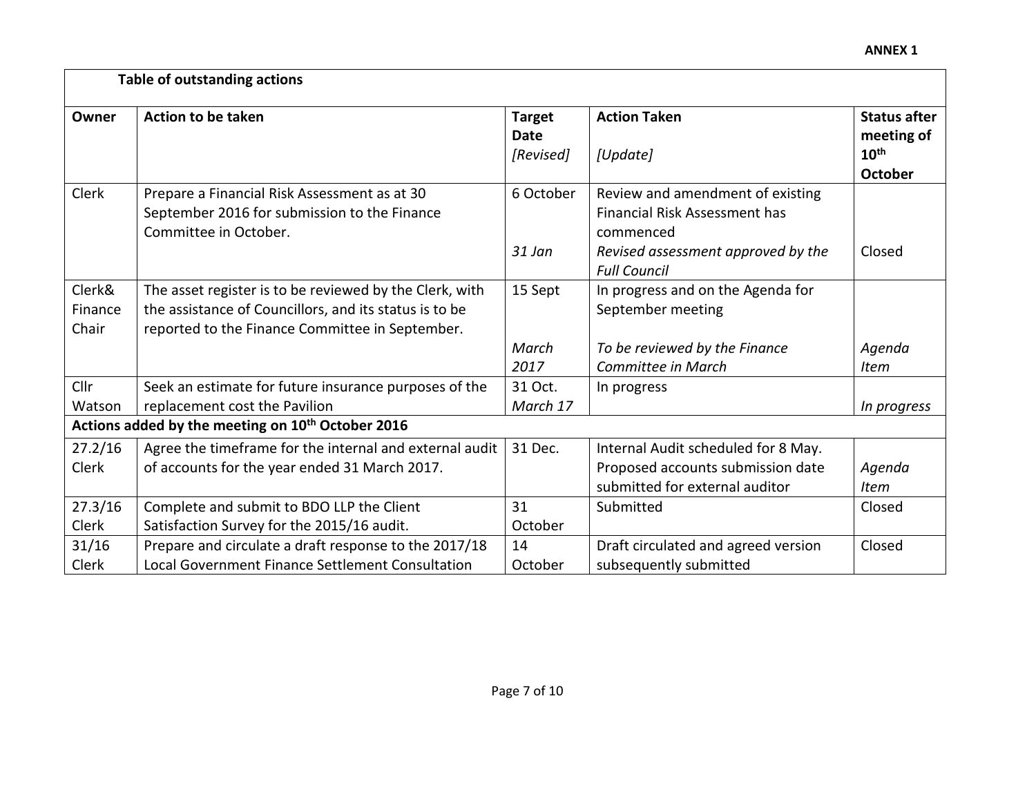**ANNEX 1**

| **Table of outstanding actions** | | | | |
|---|---|---|---|---|
| **Owner** | **Action to be taken** | **Target Date** *[Revised]* | **Action Taken** *[Update]* | **Status after meeting of 10th October** |
| Clerk | Prepare a Financial Risk Assessment as at 30 September 2016 for submission to the Finance Committee in October. | 6 October *31 Jan* | Review and amendment of existing Financial Risk Assessment has commenced *Revised assessment approved by the Full Council* | Closed |
| Clerk& Finance Chair | The asset register is to be reviewed by the Clerk, with the assistance of Councillors, and its status is to be reported to the Finance Committee in September. | 15 Sept *March 2017* | In progress and on the Agenda for September meeting *To be reviewed by the Finance Committee in March* | *Agenda Item* |
| Cllr Watson | Seek an estimate for future insurance purposes of the replacement cost the Pavilion | 31 Oct. *March 17* | In progress | *In progress* |
| **Actions added by the meeting on 10th October 2016** | | | | |
| 27.2/16 Clerk | Agree the timeframe for the internal and external audit of accounts for the year ended 31 March 2017. | 31 Dec. | Internal Audit scheduled for 8 May. Proposed accounts submission date submitted for external auditor | *Agenda Item* |
| 27.3/16 Clerk | Complete and submit to BDO LLP the Client Satisfaction Survey for the 2015/16 audit. | 31 October | Submitted | Closed |
| 31/16 Clerk | Prepare and circulate a draft response to the 2017/18 Local Government Finance Settlement Consultation | 14 October | Draft circulated and agreed version subsequently submitted | Closed |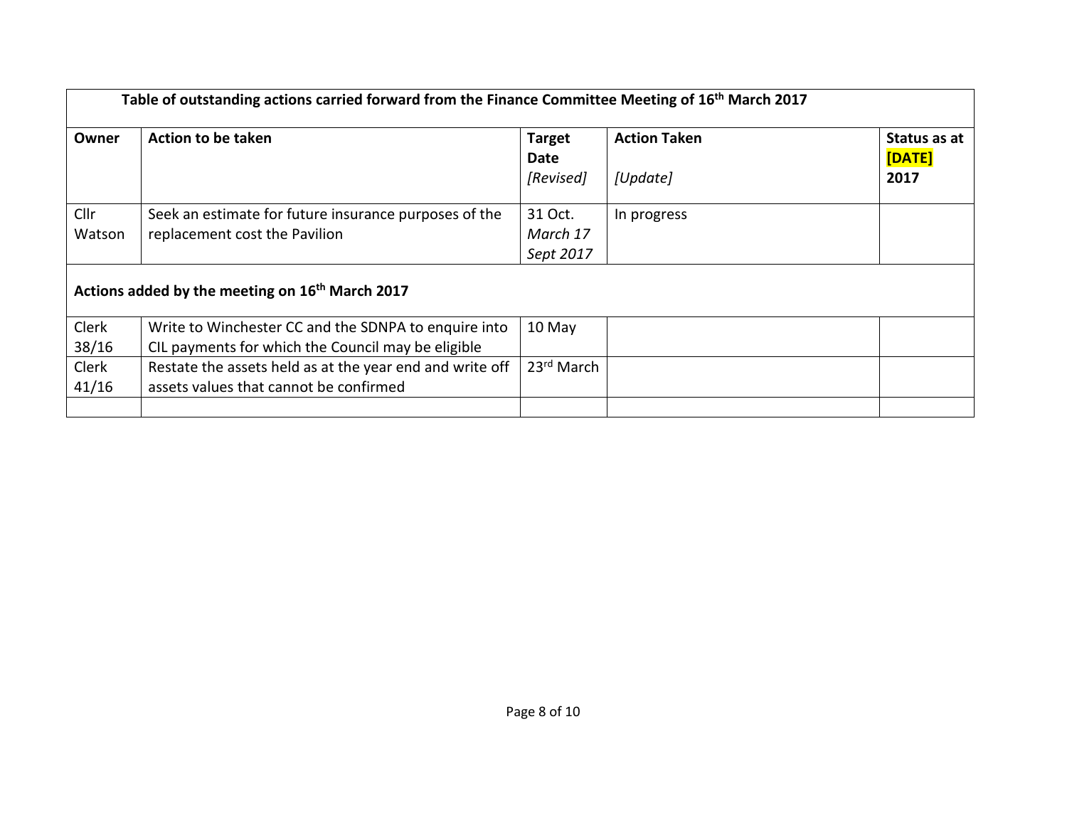| Table of outstanding actions carried forward from the Finance Committee Meeting of 16th March 2017 | | | | |
|---|---|---|---|---|
| **Owner** | **Action to be taken** | **Target Date** *[Revised]* | **Action Taken** *[Update]* | **Status as at [DATE] 2017** |
| Cllr Watson | Seek an estimate for future insurance purposes of the replacement cost the Pavilion | 31 Oct. *March 17* *Sept 2017* | In progress | |
| **Actions added by the meeting on 16th March 2017** | | | | |
| Clerk 38/16 | Write to Winchester CC and the SDNPA to enquire into CIL payments for which the Council may be eligible | 10 May | | |
| Clerk 41/16 | Restate the assets held as at the year end and write off assets values that cannot be confirmed | 23rd March | | |
| | | | | |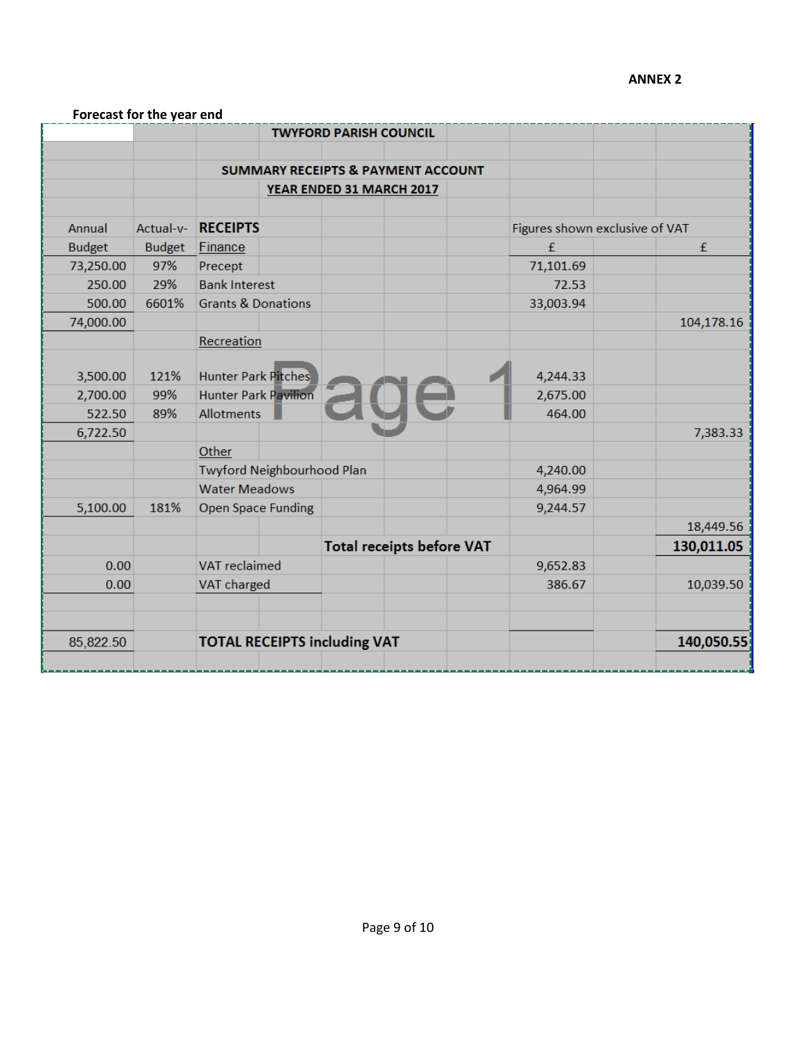**ANNEX 2**

**Forecast for the year end**

| Annual Budget | Actual-v-Budget | TWYFORD PARISH COUNCIL | | |
|---|---|---|---|---|
| | | **SUMMARY RECEIPTS & PAYMENT ACCOUNT** | | |
| | | **YEAR ENDED 31 MARCH 2017** | | |
| | | **RECEIPTS** | Figures shown exclusive of VAT | |
| | | Finance | £ | £ |
| 73,250.00 | 97% | Precept | 71,101.69 | |
| 250.00 | 29% | Bank Interest | 72.53 | |
| 500.00 | 6601% | Grants & Donations | 33,003.94 | |
| 74,000.00 | | | | 104,178.16 |
| | | Recreation | | |
| 3,500.00 | 121% | Hunter Park Pitches | 4,244.33 | |
| 2,700.00 | 99% | Hunter Park Pavilion | 2,675.00 | |
| 522.50 | 89% | Allotments | 464.00 | |
| 6,722.50 | | | | 7,383.33 |
| | | Other | | |
| | | Twyford Neighbourhood Plan | 4,240.00 | |
| | | Water Meadows | 4,964.99 | |
| 5,100.00 | 181% | Open Space Funding | 9,244.57 | |
| | | | | 18,449.56 |
| | | **Total receipts before VAT** | | **130,011.05** |
| 0.00 | | VAT reclaimed | 9,652.83 | |
| 0.00 | | VAT charged | 386.67 | 10,039.50 |
| 85,822.50 | | **TOTAL RECEIPTS including VAT** | | **140,050.55** |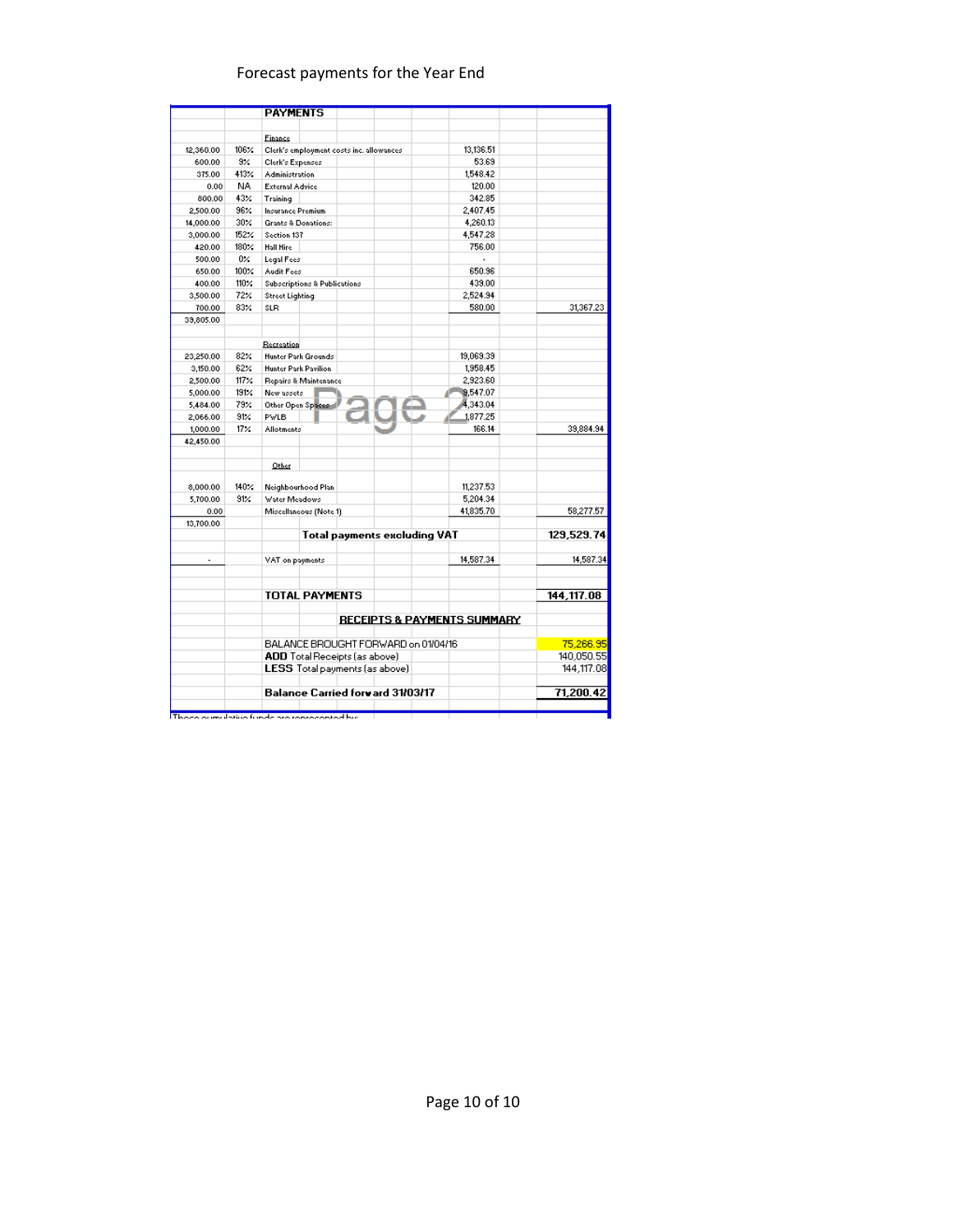Forecast payments for the Year End

| | | | | |
|---|---|---|---|---|
| | | **PAYMENTS** | | |
| | | Finance | | |
| 12,360.00 | 106% | Clerk's employment costs inc. allowances | 13,136.51 | |
| 600.00 | 9% | Clerk's Expenses | 53.69 | |
| 375.00 | 413% | Administration | 1,548.42 | |
| 0.00 | NA | External Advice | 120.00 | |
| 800.00 | 43% | Training | 342.85 | |
| 2,500.00 | 96% | Insurance Premium | 2,407.45 | |
| 14,000.00 | 30% | Grants & Donations: | 4,260.13 | |
| 3,000.00 | 152% | Section 137 | 4,547.28 | |
| 420.00 | 180% | Hall Hire | 756.00 | |
| 500.00 | 0% | Legal Fees | - | |
| 650.00 | 100% | Audit Fees | 650.96 | |
| 400.00 | 110% | Subscriptions & Publications | 439.00 | |
| 3,500.00 | 72% | Street Lighting | 2,524.94 | |
| 700.00 | 83% | SLR | 580.00 | 31,367.23 |
| 39,805.00 | | | | |
| | | Recreation | | |
| 23,250.00 | 82% | Hunter Park Grounds | 19,069.39 | |
| 3,150.00 | 62% | Hunter Park Pavilion | 1,958.45 | |
| 2,500.00 | 117% | Repairs & Maintenance | 2,923.60 | |
| 5,000.00 | 191% | New assets | 9,547.07 | |
| 5,484.00 | 79% | Other Open Spaces | 4,343.04 | |
| 2,066.00 | 91% | PWLB | 1,877.25 | |
| 1,000.00 | 17% | Allotments | 166.14 | 39,884.94 |
| 42,450.00 | | | | |
| | | Other | | |
| 8,000.00 | 140% | Neighbourhood Plan | 11,237.53 | |
| 5,700.00 | 91% | Water Meadows | 5,204.34 | |
| 0.00 | | Miscellaneous (Note 1) | 41,835.70 | 58,277.57 |
| 13,700.00 | | | | |
| | | **Total payments excluding VAT** | | **129,529.74** |
| - | | VAT on payments | 14,587.34 | 14,587.34 |
| | | **TOTAL PAYMENTS** | | **144,117.08** |
| | | **RECEIPTS & PAYMENTS SUMMARY** | | |
| | | BALANCE BROUGHT FORWARD on 01/04/16 | | 75,266.95 |
| | | **ADD** Total Receipts (as above) | | 140,050.55 |
| | | **LESS** Total payments (as above) | | 144,117.08 |
| | | **Balance Carried forward 31/03/17** | | **71,200.42** |

These cumulative funds are represented by: